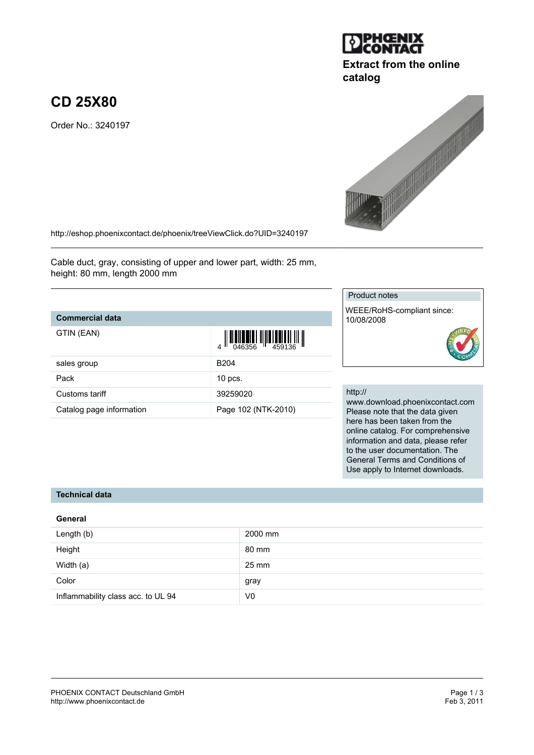Extract from the online catalog

# CD 25X80

Order No.: 3240197

http://eshop.phoenixcontact.de/phoenix/treeViewClick.do?UID=3240197

Cable duct, gray, consisting of upper and lower part, width: 25 mm, height: 80 mm, length 2000 mm

## Commercial data

| | |
|---|---|
| GTIN (EAN) | 4 046356 459136 |
| sales group | B204 |
| Pack | 10 pcs. |
| Customs tariff | 39259020 |
| Catalog page information | Page 102 (NTK-2010) |

**Product notes**

WEEE/RoHS-compliant since: 10/08/2008

http://www.download.phoenixcontact.com
Please note that the data given here has been taken from the online catalog. For comprehensive information and data, please refer to the user documentation. The General Terms and Conditions of Use apply to Internet downloads.

## Technical data

### General

| | |
|---|---|
| Length (b) | 2000 mm |
| Height | 80 mm |
| Width (a) | 25 mm |
| Color | gray |
| Inflammability class acc. to UL 94 | V0 |

PHOENIX CONTACT Deutschland GmbH
http://www.phoenixcontact.de

Feb 3, 2011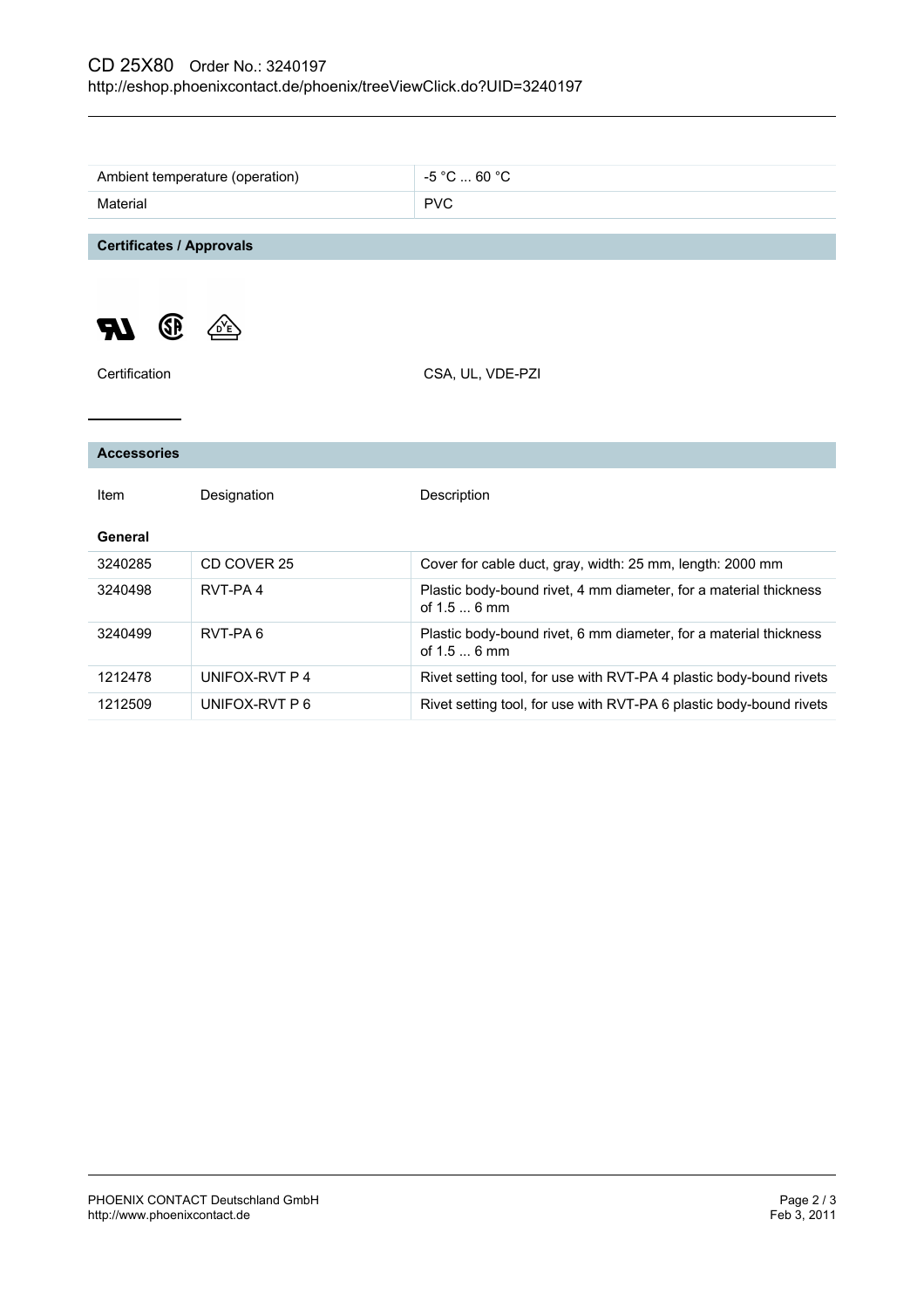| | |
|---|---|
| Ambient temperature (operation) | -5 °C ... 60 °C |
| Material | PVC |

## Certificates / Approvals

| | |
|---|---|
| Certification | CSA, UL, VDE-PZI |

## Accessories

| Item | Designation | Description |
|---|---|---|
| **General** | | |
| 3240285 | CD COVER 25 | Cover for cable duct, gray, width: 25 mm, length: 2000 mm |
| 3240498 | RVT-PA 4 | Plastic body-bound rivet, 4 mm diameter, for a material thickness of 1.5 ... 6 mm |
| 3240499 | RVT-PA 6 | Plastic body-bound rivet, 6 mm diameter, for a material thickness of 1.5 ... 6 mm |
| 1212478 | UNIFOX-RVT P 4 | Rivet setting tool, for use with RVT-PA 4 plastic body-bound rivets |
| 1212509 | UNIFOX-RVT P 6 | Rivet setting tool, for use with RVT-PA 6 plastic body-bound rivets |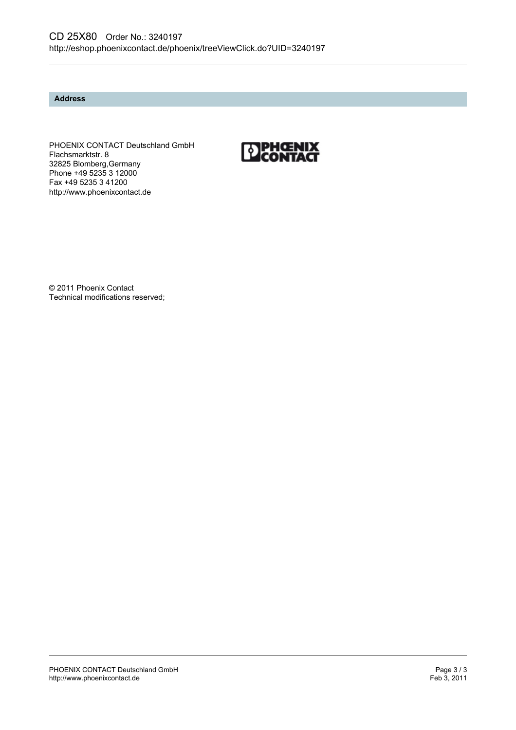## Address

PHOENIX CONTACT Deutschland GmbH
Flachsmarktstr. 8
32825 Blomberg,Germany
Phone +49 5235 3 12000
Fax +49 5235 3 41200
http://www.phoenixcontact.de

© 2011 Phoenix Contact
Technical modifications reserved;